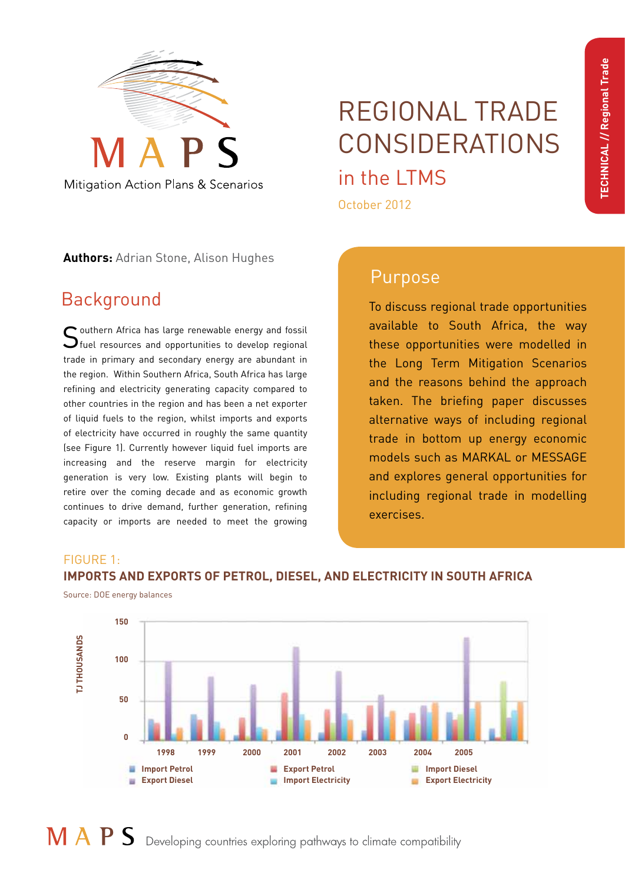# REGIONAL TRADE CONSIDERATIONS

## in the LTMS

October 2012

**Authors:** Adrian Stone, Alison Hughes

## Purpose

To discuss regional trade opportunities available to South Africa, the way these opportunities were modelled in the Long Term Mitigation Scenarios and the reasons behind the approach taken. The briefing paper discusses alternative ways of including regional trade in bottom up energy economic models such as MARKAL or MESSAGE and explores general opportunities for including regional trade in modelling exercises.

## Background

Southern Africa has large renewable energy and fossil fuel resources and opportunities to develop regional trade in primary and secondary energy are abundant in the region. Within Southern Africa, South Africa has large refining and electricity generating capacity compared to other countries in the region and has been a net exporter of liquid fuels to the region, whilst imports and exports of electricity have occurred in roughly the same quantity (see Figure 1). Currently however liquid fuel imports are increasing and the reserve margin for electricity generation is very low. Existing plants will begin to retire over the coming decade and as economic growth continues to drive demand, further generation, refining capacity or imports are needed to meet the growing

FIGURE 1:
**IMPORTS AND EXPORTS OF PETROL, DIESEL, AND ELECTRICITY IN SOUTH AFRICA**

Source: DOE energy balances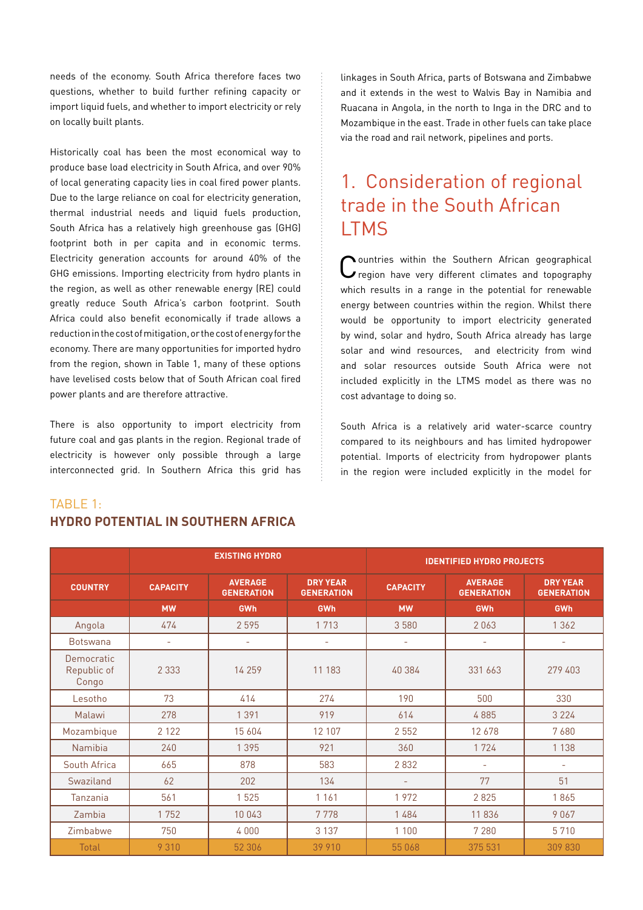needs of the economy. South Africa therefore faces two questions, whether to build further refining capacity or import liquid fuels, and whether to import electricity or rely on locally built plants.

Historically coal has been the most economical way to produce base load electricity in South Africa, and over 90% of local generating capacity lies in coal fired power plants. Due to the large reliance on coal for electricity generation, thermal industrial needs and liquid fuels production, South Africa has a relatively high greenhouse gas (GHG) footprint both in per capita and in economic terms. Electricity generation accounts for around 40% of the GHG emissions. Importing electricity from hydro plants in the region, as well as other renewable energy (RE) could greatly reduce South Africa's carbon footprint. South Africa could also benefit economically if trade allows a reduction in the cost of mitigation, or the cost of energy for the economy. There are many opportunities for imported hydro from the region, shown in Table 1, many of these options have levelised costs below that of South African coal fired power plants and are therefore attractive.

There is also opportunity to import electricity from future coal and gas plants in the region. Regional trade of electricity is however only possible through a large interconnected grid. In Southern Africa this grid has linkages in South Africa, parts of Botswana and Zimbabwe and it extends in the west to Walvis Bay in Namibia and Ruacana in Angola, in the north to Inga in the DRC and to Mozambique in the east. Trade in other fuels can take place via the road and rail network, pipelines and ports.

# 1. Consideration of regional trade in the South African LTMS

Countries within the Southern African geographical region have very different climates and topography which results in a range in the potential for renewable energy between countries within the region. Whilst there would be opportunity to import electricity generated by wind, solar and hydro, South Africa already has large solar and wind resources, and electricity from wind and solar resources outside South Africa were not included explicitly in the LTMS model as there was no cost advantage to doing so.

South Africa is a relatively arid water-scarce country compared to its neighbours and has limited hydropower potential. Imports of electricity from hydropower plants in the region were included explicitly in the model for

TABLE 1:
**HYDRO POTENTIAL IN SOUTHERN AFRICA**

| | EXISTING HYDRO | | | IDENTIFIED HYDRO PROJECTS | | |
|---|---|---|---|---|---|---|
| COUNTRY | CAPACITY | AVERAGE GENERATION | DRY YEAR GENERATION | CAPACITY | AVERAGE GENERATION | DRY YEAR GENERATION |
| | MW | GWh | GWh | MW | GWh | GWh |
| Angola | 474 | 2 595 | 1 713 | 3 580 | 2 063 | 1 362 |
| Botswana | - | - | - | - | - | - |
| Democratic Republic of Congo | 2 333 | 14 259 | 11 183 | 40 384 | 331 663 | 279 403 |
| Lesotho | 73 | 414 | 274 | 190 | 500 | 330 |
| Malawi | 278 | 1 391 | 919 | 614 | 4 885 | 3 224 |
| Mozambique | 2 122 | 15 604 | 12 107 | 2 552 | 12 678 | 7 680 |
| Namibia | 240 | 1 395 | 921 | 360 | 1 724 | 1 138 |
| South Africa | 665 | 878 | 583 | 2 832 | - | - |
| Swaziland | 62 | 202 | 134 | - | 77 | 51 |
| Tanzania | 561 | 1 525 | 1 161 | 1 972 | 2 825 | 1 865 |
| Zambia | 1 752 | 10 043 | 7 778 | 1 484 | 11 836 | 9 067 |
| Zimbabwe | 750 | 4 000 | 3 137 | 1 100 | 7 280 | 5 710 |
| Total | 9 310 | 52 306 | 39 910 | 55 068 | 375 531 | 309 830 |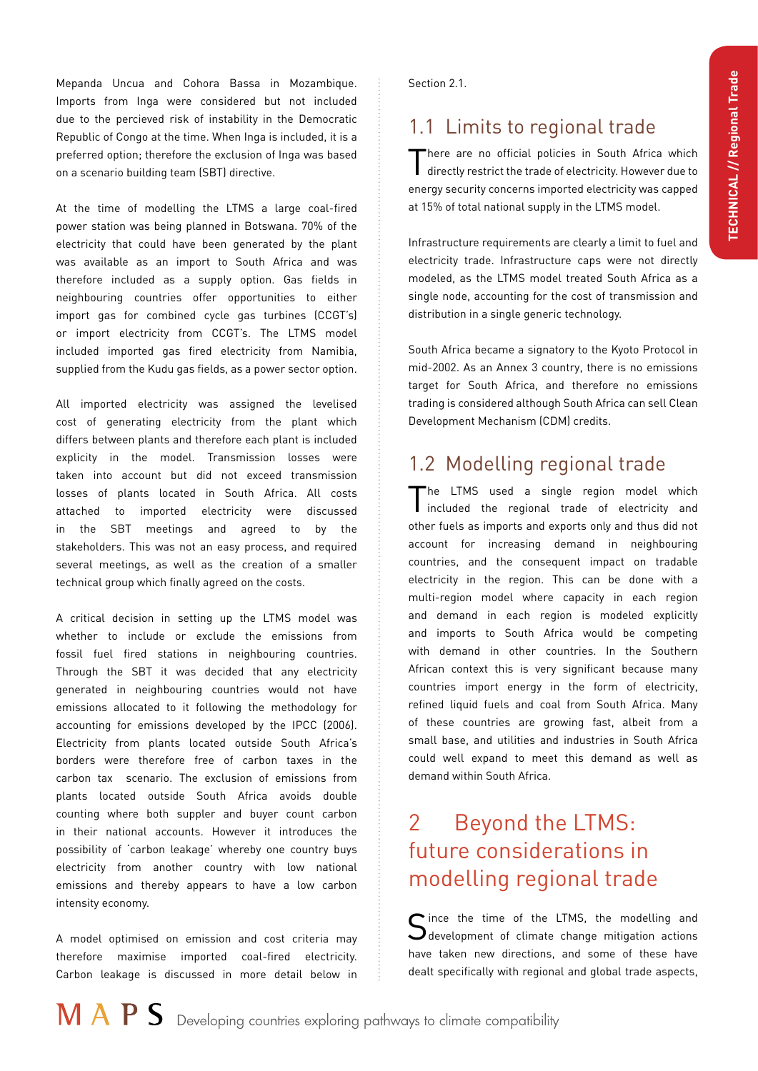Mepanda Uncua and Cohora Bassa in Mozambique. Imports from Inga were considered but not included due to the percieved risk of instability in the Democratic Republic of Congo at the time. When Inga is included, it is a preferred option; therefore the exclusion of Inga was based on a scenario building team (SBT) directive.

At the time of modelling the LTMS a large coal-fired power station was being planned in Botswana. 70% of the electricity that could have been generated by the plant was available as an import to South Africa and was therefore included as a supply option. Gas fields in neighbouring countries offer opportunities to either import gas for combined cycle gas turbines (CCGT's) or import electricity from CCGT's. The LTMS model included imported gas fired electricity from Namibia, supplied from the Kudu gas fields, as a power sector option.

All imported electricity was assigned the levelised cost of generating electricity from the plant which differs between plants and therefore each plant is included explicity in the model. Transmission losses were taken into account but did not exceed transmission losses of plants located in South Africa. All costs attached to imported electricity were discussed in the SBT meetings and agreed to by the stakeholders. This was not an easy process, and required several meetings, as well as the creation of a smaller technical group which finally agreed on the costs.

A critical decision in setting up the LTMS model was whether to include or exclude the emissions from fossil fuel fired stations in neighbouring countries. Through the SBT it was decided that any electricity generated in neighbouring countries would not have emissions allocated to it following the methodology for accounting for emissions developed by the IPCC (2006). Electricity from plants located outside South Africa's borders were therefore free of carbon taxes in the carbon tax scenario. The exclusion of emissions from plants located outside South Africa avoids double counting where both suppler and buyer count carbon in their national accounts. However it introduces the possibility of 'carbon leakage' whereby one country buys electricity from another country with low national emissions and thereby appears to have a low carbon intensity economy.

A model optimised on emission and cost criteria may therefore maximise imported coal-fired electricity. Carbon leakage is discussed in more detail below in Section 2.1.

## 1.1 Limits to regional trade

There are no official policies in South Africa which directly restrict the trade of electricity. However due to energy security concerns imported electricity was capped at 15% of total national supply in the LTMS model.

Infrastructure requirements are clearly a limit to fuel and electricity trade. Infrastructure caps were not directly modeled, as the LTMS model treated South Africa as a single node, accounting for the cost of transmission and distribution in a single generic technology.

South Africa became a signatory to the Kyoto Protocol in mid-2002. As an Annex 3 country, there is no emissions target for South Africa, and therefore no emissions trading is considered although South Africa can sell Clean Development Mechanism (CDM) credits.

## 1.2 Modelling regional trade

The LTMS used a single region model which included the regional trade of electricity and other fuels as imports and exports only and thus did not account for increasing demand in neighbouring countries, and the consequent impact on tradable electricity in the region. This can be done with a multi-region model where capacity in each region and demand in each region is modeled explicitly and imports to South Africa would be competing with demand in other countries. In the Southern African context this is very significant because many countries import energy in the form of electricity, refined liquid fuels and coal from South Africa. Many of these countries are growing fast, albeit from a small base, and utilities and industries in South Africa could well expand to meet this demand as well as demand within South Africa.

# 2 Beyond the LTMS: future considerations in modelling regional trade

Since the time of the LTMS, the modelling and development of climate change mitigation actions have taken new directions, and some of these have dealt specifically with regional and global trade aspects,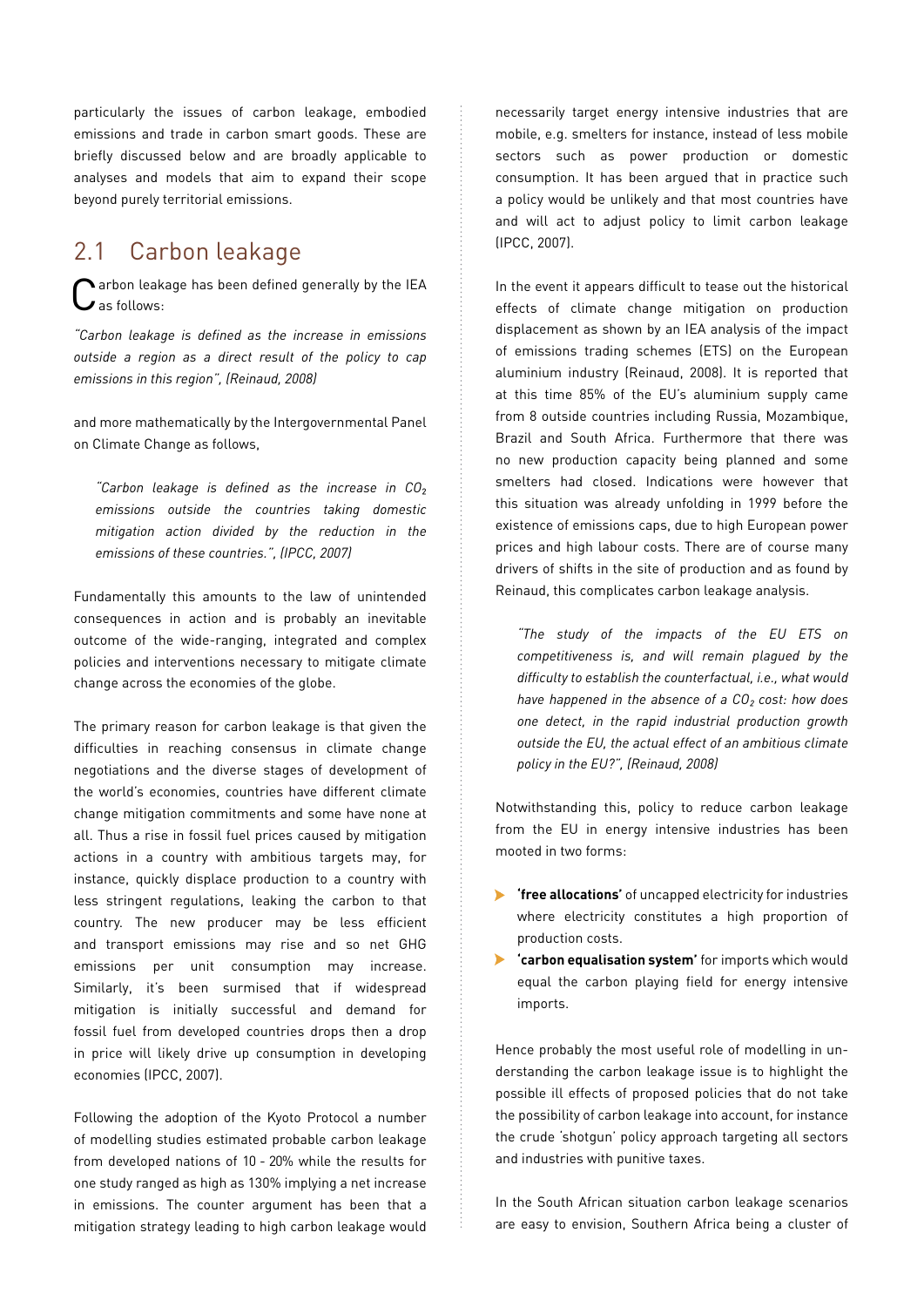particularly the issues of carbon leakage, embodied emissions and trade in carbon smart goods. These are briefly discussed below and are broadly applicable to analyses and models that aim to expand their scope beyond purely territorial emissions.

## 2.1 Carbon leakage

Carbon leakage has been defined generally by the IEA as follows:

*"Carbon leakage is defined as the increase in emissions outside a region as a direct result of the policy to cap emissions in this region", (Reinaud, 2008)*

and more mathematically by the Intergovernmental Panel on Climate Change as follows,

> *"Carbon leakage is defined as the increase in $CO_2$ emissions outside the countries taking domestic mitigation action divided by the reduction in the emissions of these countries.", (IPCC, 2007)*

Fundamentally this amounts to the law of unintended consequences in action and is probably an inevitable outcome of the wide-ranging, integrated and complex policies and interventions necessary to mitigate climate change across the economies of the globe.

The primary reason for carbon leakage is that given the difficulties in reaching consensus in climate change negotiations and the diverse stages of development of the world's economies, countries have different climate change mitigation commitments and some have none at all. Thus a rise in fossil fuel prices caused by mitigation actions in a country with ambitious targets may, for instance, quickly displace production to a country with less stringent regulations, leaking the carbon to that country. The new producer may be less efficient and transport emissions may rise and so net GHG emissions per unit consumption may increase. Similarly, it's been surmised that if widespread mitigation is initially successful and demand for fossil fuel from developed countries drops then a drop in price will likely drive up consumption in developing economies (IPCC, 2007).

Following the adoption of the Kyoto Protocol a number of modelling studies estimated probable carbon leakage from developed nations of 10 - 20% while the results for one study ranged as high as 130% implying a net increase in emissions. The counter argument has been that a mitigation strategy leading to high carbon leakage would necessarily target energy intensive industries that are mobile, e.g. smelters for instance, instead of less mobile sectors such as power production or domestic consumption. It has been argued that in practice such a policy would be unlikely and that most countries have and will act to adjust policy to limit carbon leakage (IPCC, 2007).

In the event it appears difficult to tease out the historical effects of climate change mitigation on production displacement as shown by an IEA analysis of the impact of emissions trading schemes (ETS) on the European aluminium industry (Reinaud, 2008). It is reported that at this time 85% of the EU's aluminium supply came from 8 outside countries including Russia, Mozambique, Brazil and South Africa. Furthermore that there was no new production capacity being planned and some smelters had closed. Indications were however that this situation was already unfolding in 1999 before the existence of emissions caps, due to high European power prices and high labour costs. There are of course many drivers of shifts in the site of production and as found by Reinaud, this complicates carbon leakage analysis.

> *"The study of the impacts of the EU ETS on competitiveness is, and will remain plagued by the difficulty to establish the counterfactual, i.e., what would have happened in the absence of a $CO_2$ cost: how does one detect, in the rapid industrial production growth outside the EU, the actual effect of an ambitious climate policy in the EU?", (Reinaud, 2008)*

Notwithstanding this, policy to reduce carbon leakage from the EU in energy intensive industries has been mooted in two forms:

- **'free allocations'** of uncapped electricity for industries where electricity constitutes a high proportion of production costs.
- **'carbon equalisation system'** for imports which would equal the carbon playing field for energy intensive imports.

Hence probably the most useful role of modelling in understanding the carbon leakage issue is to highlight the possible ill effects of proposed policies that do not take the possibility of carbon leakage into account, for instance the crude 'shotgun' policy approach targeting all sectors and industries with punitive taxes.

In the South African situation carbon leakage scenarios are easy to envision, Southern Africa being a cluster of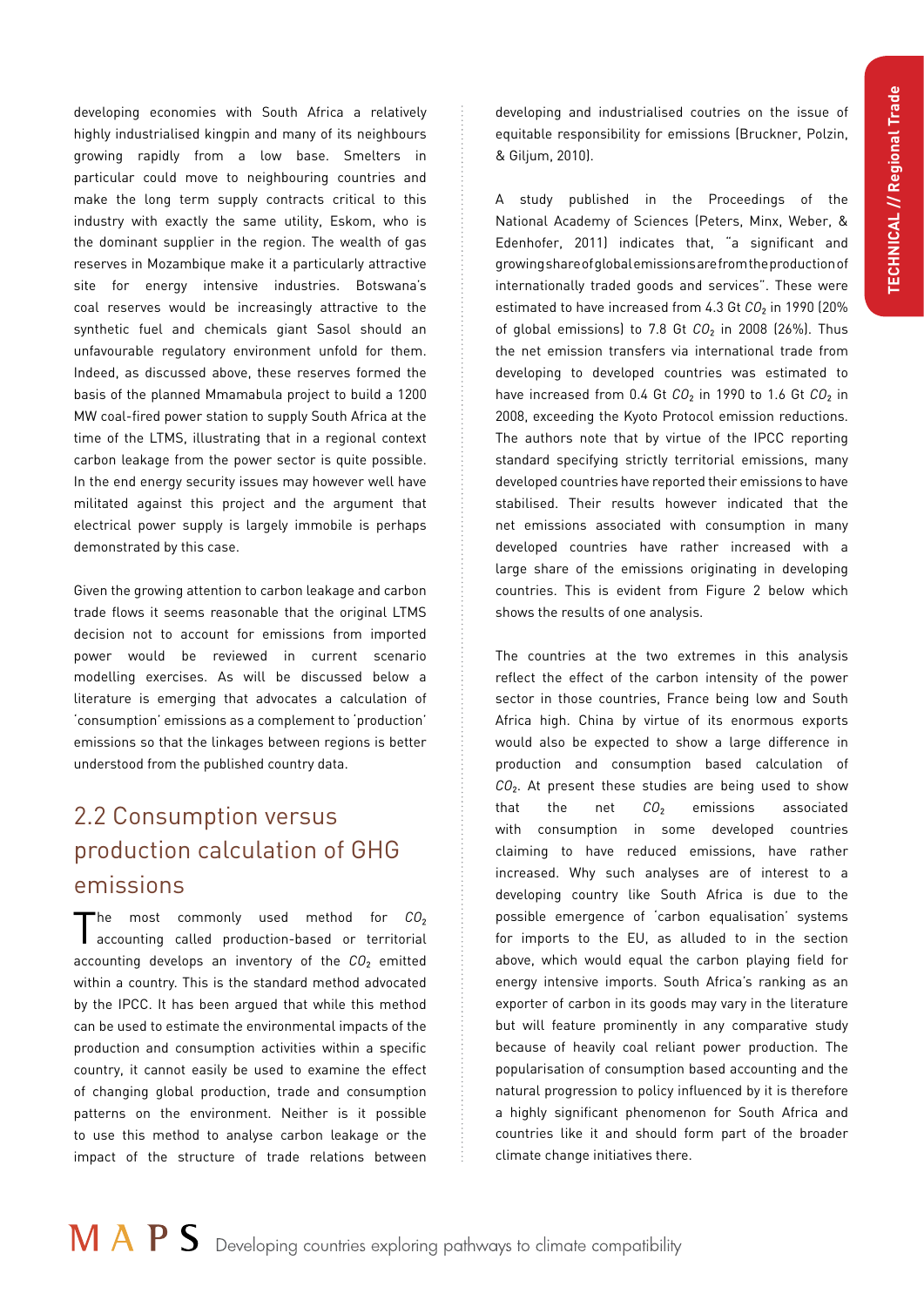developing economies with South Africa a relatively highly industrialised kingpin and many of its neighbours growing rapidly from a low base. Smelters in particular could move to neighbouring countries and make the long term supply contracts critical to this industry with exactly the same utility, Eskom, who is the dominant supplier in the region. The wealth of gas reserves in Mozambique make it a particularly attractive site for energy intensive industries. Botswana's coal reserves would be increasingly attractive to the synthetic fuel and chemicals giant Sasol should an unfavourable regulatory environment unfold for them. Indeed, as discussed above, these reserves formed the basis of the planned Mmamabula project to build a 1200 MW coal-fired power station to supply South Africa at the time of the LTMS, illustrating that in a regional context carbon leakage from the power sector is quite possible. In the end energy security issues may however well have militated against this project and the argument that electrical power supply is largely immobile is perhaps demonstrated by this case.

Given the growing attention to carbon leakage and carbon trade flows it seems reasonable that the original LTMS decision not to account for emissions from imported power would be reviewed in current scenario modelling exercises. As will be discussed below a literature is emerging that advocates a calculation of 'consumption' emissions as a complement to 'production' emissions so that the linkages between regions is better understood from the published country data.

## 2.2 Consumption versus production calculation of GHG emissions

The most commonly used method for $CO_2$ accounting called production-based or territorial accounting develops an inventory of the $CO_2$ emitted within a country. This is the standard method advocated by the IPCC. It has been argued that while this method can be used to estimate the environmental impacts of the production and consumption activities within a specific country, it cannot easily be used to examine the effect of changing global production, trade and consumption patterns on the environment. Neither is it possible to use this method to analyse carbon leakage or the impact of the structure of trade relations between developing and industrialised coutries on the issue of equitable responsibility for emissions (Bruckner, Polzin, & Giljum, 2010).

A study published in the Proceedings of the National Academy of Sciences (Peters, Minx, Weber, & Edenhofer, 2011) indicates that, "a significant and growing share of global emissions are from the production of internationally traded goods and services". These were estimated to have increased from 4.3 Gt $CO_2$ in 1990 (20% of global emissions) to 7.8 Gt $CO_2$ in 2008 (26%). Thus the net emission transfers via international trade from developing to developed countries was estimated to have increased from 0.4 Gt $CO_2$ in 1990 to 1.6 Gt $CO_2$ in 2008, exceeding the Kyoto Protocol emission reductions. The authors note that by virtue of the IPCC reporting standard specifying strictly territorial emissions, many developed countries have reported their emissions to have stabilised. Their results however indicated that the net emissions associated with consumption in many developed countries have rather increased with a large share of the emissions originating in developing countries. This is evident from Figure 2 below which shows the results of one analysis.

The countries at the two extremes in this analysis reflect the effect of the carbon intensity of the power sector in those countries, France being low and South Africa high. China by virtue of its enormous exports would also be expected to show a large difference in production and consumption based calculation of $CO_2$. At present these studies are being used to show that the net $CO_2$ emissions associated with consumption in some developed countries claiming to have reduced emissions, have rather increased. Why such analyses are of interest to a developing country like South Africa is due to the possible emergence of 'carbon equalisation' systems for imports to the EU, as alluded to in the section above, which would equal the carbon playing field for energy intensive imports. South Africa's ranking as an exporter of carbon in its goods may vary in the literature but will feature prominently in any comparative study because of heavily coal reliant power production. The popularisation of consumption based accounting and the natural progression to policy influenced by it is therefore a highly significant phenomenon for South Africa and countries like it and should form part of the broader climate change initiatives there.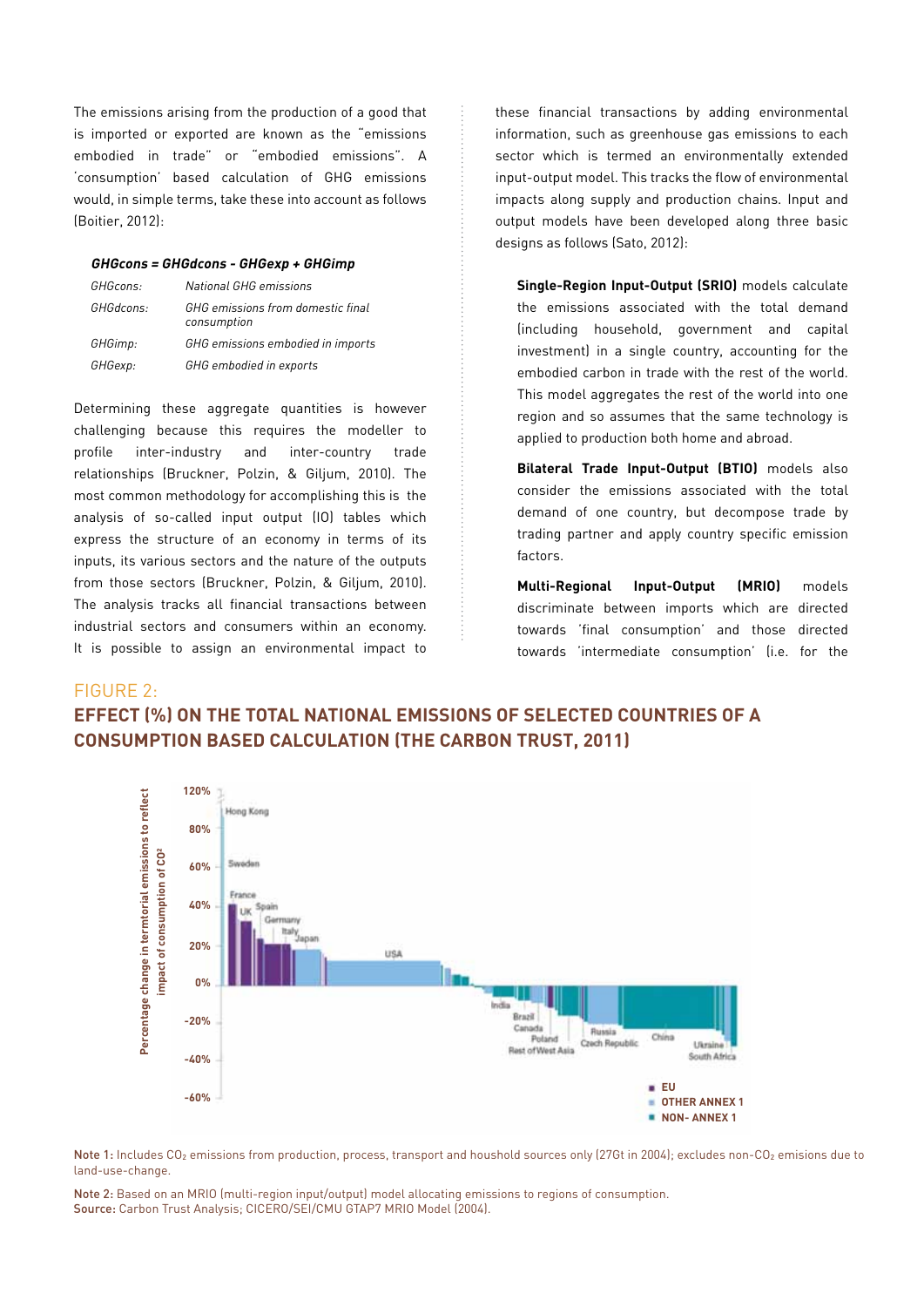The emissions arising from the production of a good that is imported or exported are known as the "emissions embodied in trade" or "embodied emissions". A 'consumption' based calculation of GHG emissions would, in simple terms, take these into account as follows (Boitier, 2012):

***GHGcons = GHGdcons - GHGexp + GHGimp***

| | |
|---|---|
| *GHGcons:* | *National GHG emissions* |
| *GHGdcons:* | *GHG emissions from domestic final consumption* |
| *GHGimp:* | *GHG emissions embodied in imports* |
| *GHGexp:* | *GHG embodied in exports* |

Determining these aggregate quantities is however challenging because this requires the modeller to profile inter-industry and inter-country trade relationships (Bruckner, Polzin, & Giljum, 2010). The most common methodology for accomplishing this is the analysis of so-called input output (IO) tables which express the structure of an economy in terms of its inputs, its various sectors and the nature of the outputs from those sectors (Bruckner, Polzin, & Giljum, 2010). The analysis tracks all financial transactions between industrial sectors and consumers within an economy. It is possible to assign an environmental impact to these financial transactions by adding environmental information, such as greenhouse gas emissions to each sector which is termed an environmentally extended input-output model. This tracks the flow of environmental impacts along supply and production chains. Input and output models have been developed along three basic designs as follows (Sato, 2012):

**Single-Region Input-Output (SRIO)** models calculate the emissions associated with the total demand (including household, government and capital investment) in a single country, accounting for the embodied carbon in trade with the rest of the world. This model aggregates the rest of the world into one region and so assumes that the same technology is applied to production both home and abroad.

**Bilateral Trade Input-Output (BTIO)** models also consider the emissions associated with the total demand of one country, but decompose trade by trading partner and apply country specific emission factors.

**Multi-Regional Input-Output (MRIO)** models discriminate between imports which are directed towards 'final consumption' and those directed towards 'intermediate consumption' (i.e. for the

## FIGURE 2:
## EFFECT (%) ON THE TOTAL NATIONAL EMISSIONS OF SELECTED COUNTRIES OF A CONSUMPTION BASED CALCULATION (THE CARBON TRUST, 2011)

Note 1: Includes $CO_2$ emissions from production, process, transport and houshold sources only (27Gt in 2004); excludes non-$CO_2$ emisions due to land-use-change.

Note 2: Based on an MRIO (multi-region input/output) model allocating emissions to regions of consumption.
Source: Carbon Trust Analysis; CICERO/SEI/CMU GTAP7 MRIO Model (2004).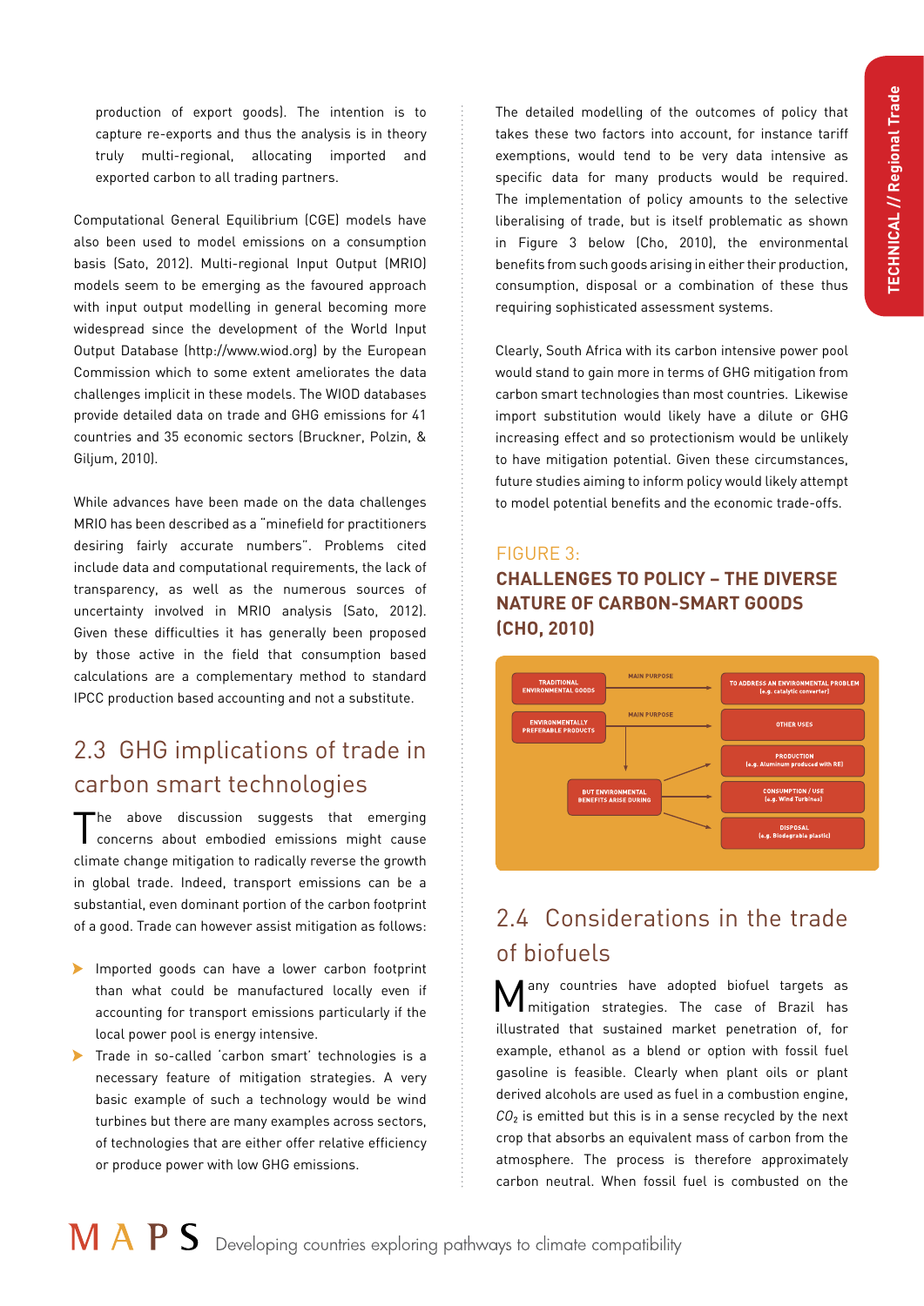production of export goods). The intention is to capture re-exports and thus the analysis is in theory truly multi-regional, allocating imported and exported carbon to all trading partners.

Computational General Equilibrium (CGE) models have also been used to model emissions on a consumption basis (Sato, 2012). Multi-regional Input Output (MRIO) models seem to be emerging as the favoured approach with input output modelling in general becoming more widespread since the development of the World Input Output Database (http://www.wiod.org) by the European Commission which to some extent ameliorates the data challenges implicit in these models. The WIOD databases provide detailed data on trade and GHG emissions for 41 countries and 35 economic sectors (Bruckner, Polzin, & Giljum, 2010).

While advances have been made on the data challenges MRIO has been described as a "minefield for practitioners desiring fairly accurate numbers". Problems cited include data and computational requirements, the lack of transparency, as well as the numerous sources of uncertainty involved in MRIO analysis (Sato, 2012). Given these difficulties it has generally been proposed by those active in the field that consumption based calculations are a complementary method to standard IPCC production based accounting and not a substitute.

## 2.3 GHG implications of trade in carbon smart technologies

The above discussion suggests that emerging concerns about embodied emissions might cause climate change mitigation to radically reverse the growth in global trade. Indeed, transport emissions can be a substantial, even dominant portion of the carbon footprint of a good. Trade can however assist mitigation as follows:

- Imported goods can have a lower carbon footprint than what could be manufactured locally even if accounting for transport emissions particularly if the local power pool is energy intensive.
- Trade in so-called 'carbon smart' technologies is a necessary feature of mitigation strategies. A very basic example of such a technology would be wind turbines but there are many examples across sectors, of technologies that are either offer relative efficiency or produce power with low GHG emissions.

The detailed modelling of the outcomes of policy that takes these two factors into account, for instance tariff exemptions, would tend to be very data intensive as specific data for many products would be required. The implementation of policy amounts to the selective liberalising of trade, but is itself problematic as shown in Figure 3 below (Cho, 2010), the environmental benefits from such goods arising in either their production, consumption, disposal or a combination of these thus requiring sophisticated assessment systems.

Clearly, South Africa with its carbon intensive power pool would stand to gain more in terms of GHG mitigation from carbon smart technologies than most countries. Likewise import substitution would likely have a dilute or GHG increasing effect and so protectionism would be unlikely to have mitigation potential. Given these circumstances, future studies aiming to inform policy would likely attempt to model potential benefits and the economic trade-offs.

### FIGURE 3:
### CHALLENGES TO POLICY – THE DIVERSE NATURE OF CARBON-SMART GOODS (CHO, 2010)

TRADITIONAL ENVIRONMENTAL GOODS — MAIN PURPOSE → TO ADDRESS AN ENVIRONMENTAL PROBLEM (e.g. catalytic converter)

ENVIRONMENTALLY PREFERABLE PRODUCTS — MAIN PURPOSE → OTHER USES

BUT ENVIRONMENTAL BENEFITS ARISE DURING → PRODUCTION (e.g. Aluminum produced with RE); CONSUMPTION / USE (e.g. Wind Turbines); DISPOSAL (e.g. Biodegrable plastic)

## 2.4 Considerations in the trade of biofuels

Many countries have adopted biofuel targets as mitigation strategies. The case of Brazil has illustrated that sustained market penetration of, for example, ethanol as a blend or option with fossil fuel gasoline is feasible. Clearly when plant oils or plant derived alcohols are used as fuel in a combustion engine, $CO_2$ is emitted but this is in a sense recycled by the next crop that absorbs an equivalent mass of carbon from the atmosphere. The process is therefore approximately carbon neutral. When fossil fuel is combusted on the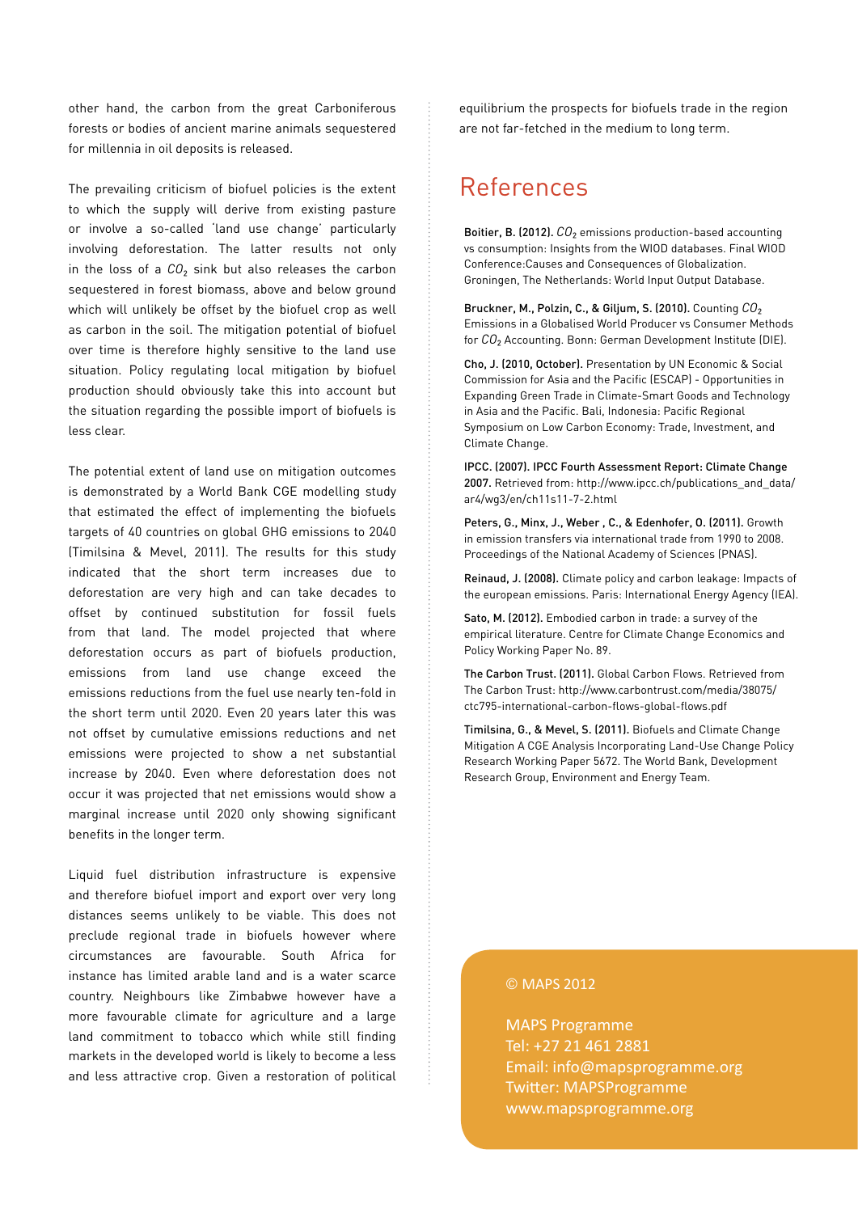other hand, the carbon from the great Carboniferous forests or bodies of ancient marine animals sequestered for millennia in oil deposits is released.

The prevailing criticism of biofuel policies is the extent to which the supply will derive from existing pasture or involve a so-called 'land use change' particularly involving deforestation. The latter results not only in the loss of a $CO_2$ sink but also releases the carbon sequestered in forest biomass, above and below ground which will unlikely be offset by the biofuel crop as well as carbon in the soil. The mitigation potential of biofuel over time is therefore highly sensitive to the land use situation. Policy regulating local mitigation by biofuel production should obviously take this into account but the situation regarding the possible import of biofuels is less clear.

The potential extent of land use on mitigation outcomes is demonstrated by a World Bank CGE modelling study that estimated the effect of implementing the biofuels targets of 40 countries on global GHG emissions to 2040 (Timilsina & Mevel, 2011). The results for this study indicated that the short term increases due to deforestation are very high and can take decades to offset by continued substitution for fossil fuels from that land. The model projected that where deforestation occurs as part of biofuels production, emissions from land use change exceed the emissions reductions from the fuel use nearly ten-fold in the short term until 2020. Even 20 years later this was not offset by cumulative emissions reductions and net emissions were projected to show a net substantial increase by 2040. Even where deforestation does not occur it was projected that net emissions would show a marginal increase until 2020 only showing significant benefits in the longer term.

Liquid fuel distribution infrastructure is expensive and therefore biofuel import and export over very long distances seems unlikely to be viable. This does not preclude regional trade in biofuels however where circumstances are favourable. South Africa for instance has limited arable land and is a water scarce country. Neighbours like Zimbabwe however have a more favourable climate for agriculture and a large land commitment to tobacco which while still finding markets in the developed world is likely to become a less and less attractive crop. Given a restoration of political equilibrium the prospects for biofuels trade in the region are not far-fetched in the medium to long term.

# References

**Boitier, B. (2012).** $CO_2$ emissions production-based accounting vs consumption: Insights from the WIOD databases. Final WIOD Conference:Causes and Consequences of Globalization. Groningen, The Netherlands: World Input Output Database.

**Bruckner, M., Polzin, C., & Giljum, S. (2010).** Counting $CO_2$ Emissions in a Globalised World Producer vs Consumer Methods for $CO_2$ Accounting. Bonn: German Development Institute (DIE).

**Cho, J. (2010, October).** Presentation by UN Economic & Social Commission for Asia and the Pacific (ESCAP) - Opportunities in Expanding Green Trade in Climate-Smart Goods and Technology in Asia and the Pacific. Bali, Indonesia: Pacific Regional Symposium on Low Carbon Economy: Trade, Investment, and Climate Change.

**IPCC. (2007). IPCC Fourth Assessment Report: Climate Change 2007.** Retrieved from: http://www.ipcc.ch/publications_and_data/ar4/wg3/en/ch11s11-7-2.html

**Peters, G., Minx, J., Weber , C., & Edenhofer, O. (2011).** Growth in emission transfers via international trade from 1990 to 2008. Proceedings of the National Academy of Sciences (PNAS).

**Reinaud, J. (2008).** Climate policy and carbon leakage: Impacts of the european emissions. Paris: International Energy Agency (IEA).

**Sato, M. (2012).** Embodied carbon in trade: a survey of the empirical literature. Centre for Climate Change Economics and Policy Working Paper No. 89.

**The Carbon Trust. (2011).** Global Carbon Flows. Retrieved from The Carbon Trust: http://www.carbontrust.com/media/38075/ctc795-international-carbon-flows-global-flows.pdf

**Timilsina, G., & Mevel, S. (2011).** Biofuels and Climate Change Mitigation A CGE Analysis Incorporating Land-Use Change Policy Research Working Paper 5672. The World Bank, Development Research Group, Environment and Energy Team.

© MAPS 2012

MAPS Programme
Tel: +27 21 461 2881
Email: info@mapsprogramme.org
Twitter: MAPSProgramme
www.mapsprogramme.org